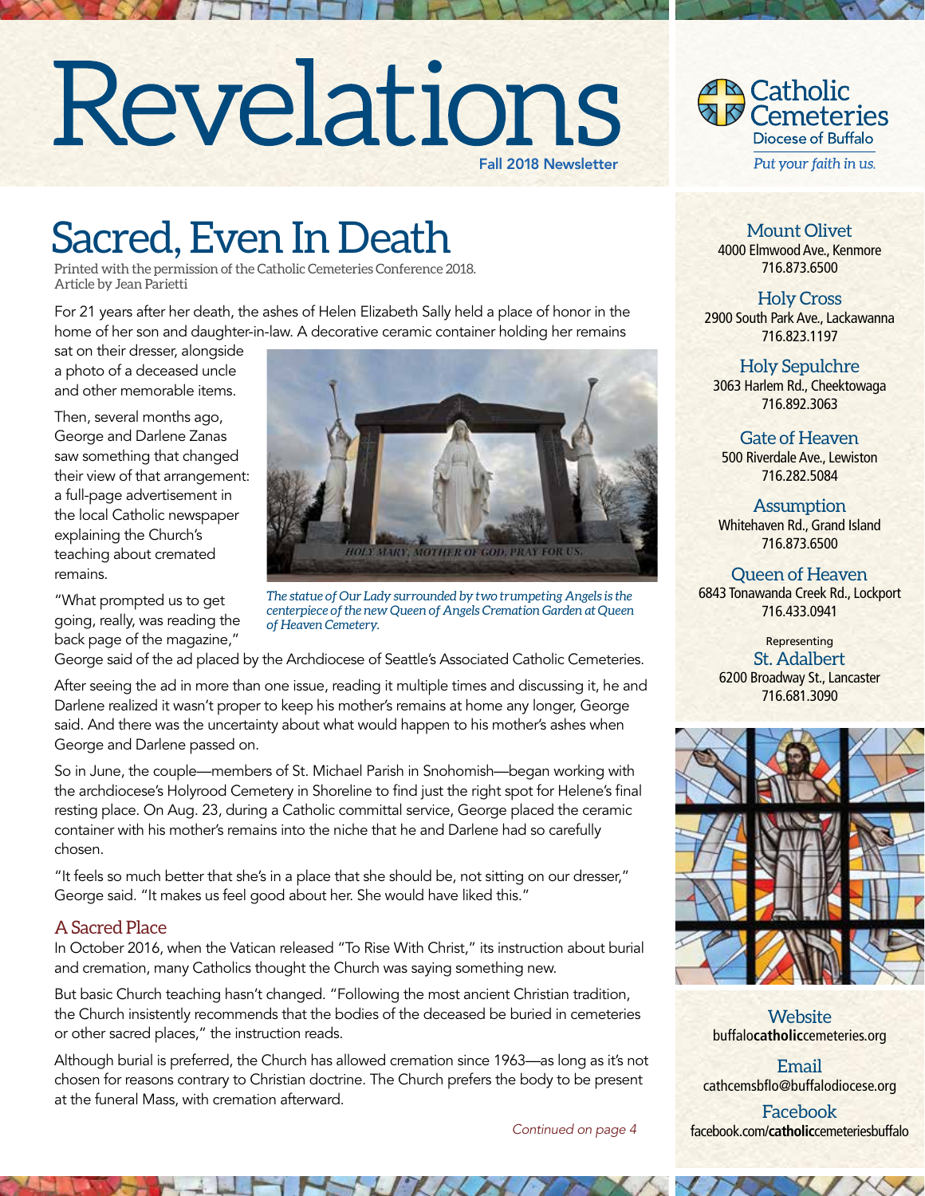# Revelations

Fall 2018 Newsletter

Catholic Cemeteries
Diocese of Buffalo
*Put your faith in us.*

## Sacred, Even In Death

Printed with the permission of the Catholic Cemeteries Conference 2018.
Article by Jean Parietti

For 21 years after her death, the ashes of Helen Elizabeth Sally held a place of honor in the home of her son and daughter-in-law. A decorative ceramic container holding her remains sat on their dresser, alongside a photo of a deceased uncle and other memorable items.

Then, several months ago, George and Darlene Zanas saw something that changed their view of that arrangement: a full-page advertisement in the local Catholic newspaper explaining the Church's teaching about cremated remains.

*The statue of Our Lady surrounded by two trumpeting Angels is the centerpiece of the new Queen of Angels Cremation Garden at Queen of Heaven Cemetery.*

"What prompted us to get going, really, was reading the back page of the magazine," George said of the ad placed by the Archdiocese of Seattle's Associated Catholic Cemeteries.

After seeing the ad in more than one issue, reading it multiple times and discussing it, he and Darlene realized it wasn't proper to keep his mother's remains at home any longer, George said. And there was the uncertainty about what would happen to his mother's ashes when George and Darlene passed on.

So in June, the couple—members of St. Michael Parish in Snohomish—began working with the archdiocese's Holyrood Cemetery in Shoreline to find just the right spot for Helene's final resting place. On Aug. 23, during a Catholic committal service, George placed the ceramic container with his mother's remains into the niche that he and Darlene had so carefully chosen.

"It feels so much better that she's in a place that she should be, not sitting on our dresser," George said. "It makes us feel good about her. She would have liked this."

### A Sacred Place

In October 2016, when the Vatican released "To Rise With Christ," its instruction about burial and cremation, many Catholics thought the Church was saying something new.

But basic Church teaching hasn't changed. "Following the most ancient Christian tradition, the Church insistently recommends that the bodies of the deceased be buried in cemeteries or other sacred places," the instruction reads.

Although burial is preferred, the Church has allowed cremation since 1963—as long as it's not chosen for reasons contrary to Christian doctrine. The Church prefers the body to be present at the funeral Mass, with cremation afterward.

*Continued on page 4*

---

**Mount Olivet**
4000 Elmwood Ave., Kenmore
716.873.6500

**Holy Cross**
2900 South Park Ave., Lackawanna
716.823.1197

**Holy Sepulchre**
3063 Harlem Rd., Cheektowaga
716.892.3063

**Gate of Heaven**
500 Riverdale Ave., Lewiston
716.282.5084

**Assumption**
Whitehaven Rd., Grand Island
716.873.6500

**Queen of Heaven**
6843 Tonawanda Creek Rd., Lockport
716.433.0941

Representing
**St. Adalbert**
6200 Broadway St., Lancaster
716.681.3090

**Website**
buffalocatholiccemeteries.org

**Email**
cathcemsbflo@buffalodiocese.org

**Facebook**
facebook.com/catholiccemeteriesbuffalo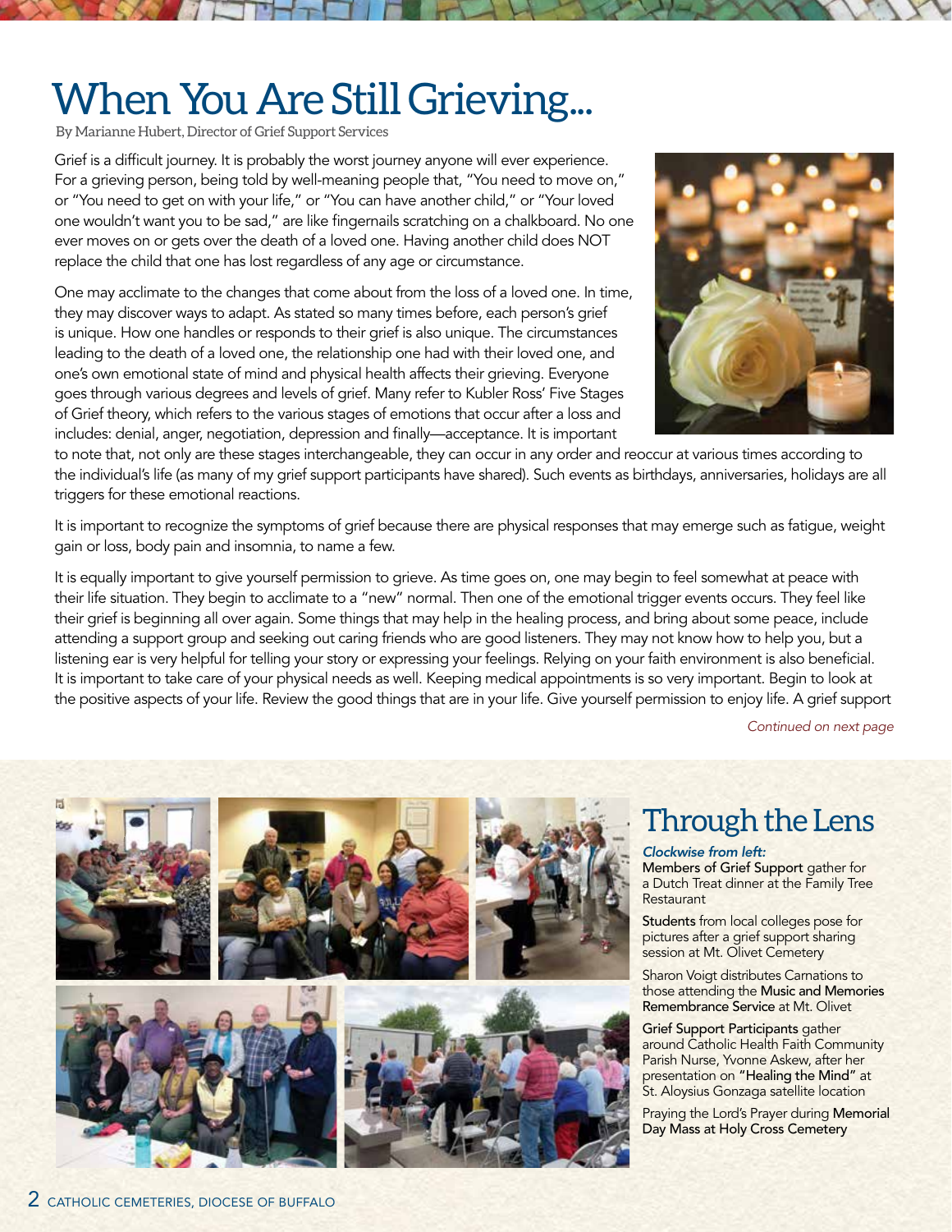# When You Are Still Grieving...

By Marianne Hubert, Director of Grief Support Services

Grief is a difficult journey. It is probably the worst journey anyone will ever experience. For a grieving person, being told by well-meaning people that, "You need to move on," or "You need to get on with your life," or "You can have another child," or "Your loved one wouldn't want you to be sad," are like fingernails scratching on a chalkboard. No one ever moves on or gets over the death of a loved one. Having another child does NOT replace the child that one has lost regardless of any age or circumstance.

One may acclimate to the changes that come about from the loss of a loved one. In time, they may discover ways to adapt. As stated so many times before, each person's grief is unique. How one handles or responds to their grief is also unique. The circumstances leading to the death of a loved one, the relationship one had with their loved one, and one's own emotional state of mind and physical health affects their grieving. Everyone goes through various degrees and levels of grief. Many refer to Kubler Ross' Five Stages of Grief theory, which refers to the various stages of emotions that occur after a loss and includes: denial, anger, negotiation, depression and finally—acceptance. It is important to note that, not only are these stages interchangeable, they can occur in any order and reoccur at various times according to the individual's life (as many of my grief support participants have shared). Such events as birthdays, anniversaries, holidays are all triggers for these emotional reactions.

It is important to recognize the symptoms of grief because there are physical responses that may emerge such as fatigue, weight gain or loss, body pain and insomnia, to name a few.

It is equally important to give yourself permission to grieve. As time goes on, one may begin to feel somewhat at peace with their life situation. They begin to acclimate to a "new" normal. Then one of the emotional trigger events occurs. They feel like their grief is beginning all over again. Some things that may help in the healing process, and bring about some peace, include attending a support group and seeking out caring friends who are good listeners. They may not know how to help you, but a listening ear is very helpful for telling your story or expressing your feelings. Relying on your faith environment is also beneficial. It is important to take care of your physical needs as well. Keeping medical appointments is so very important. Begin to look at the positive aspects of your life. Review the good things that are in your life. Give yourself permission to enjoy life. A grief support

*Continued on next page*

## Through the Lens

***Clockwise from left:***

**Members of Grief Support** gather for a Dutch Treat dinner at the Family Tree Restaurant

**Students** from local colleges pose for pictures after a grief support sharing session at Mt. Olivet Cemetery

Sharon Voigt distributes Carnations to those attending the **Music and Memories Remembrance Service** at Mt. Olivet

**Grief Support Participants** gather around Catholic Health Faith Community Parish Nurse, Yvonne Askew, after her presentation on **"Healing the Mind"** at St. Aloysius Gonzaga satellite location

Praying the Lord's Prayer during **Memorial Day Mass at Holy Cross Cemetery**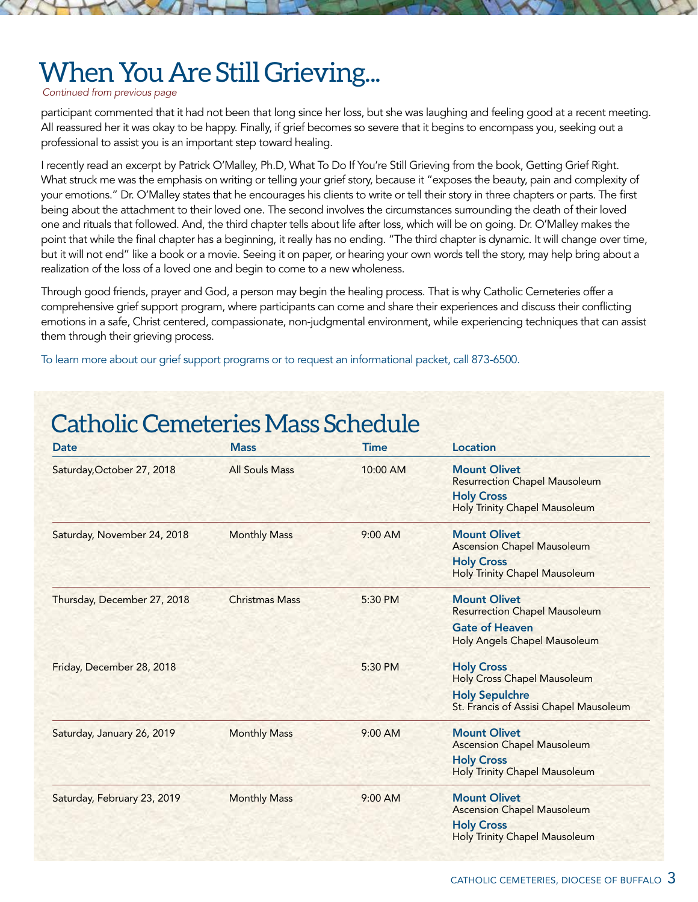# When You Are Still Grieving...

*Continued from previous page*

participant commented that it had not been that long since her loss, but she was laughing and feeling good at a recent meeting. All reassured her it was okay to be happy. Finally, if grief becomes so severe that it begins to encompass you, seeking out a professional to assist you is an important step toward healing.

I recently read an excerpt by Patrick O'Malley, Ph.D, What To Do If You're Still Grieving from the book, Getting Grief Right. What struck me was the emphasis on writing or telling your grief story, because it "exposes the beauty, pain and complexity of your emotions." Dr. O'Malley states that he encourages his clients to write or tell their story in three chapters or parts. The first being about the attachment to their loved one. The second involves the circumstances surrounding the death of their loved one and rituals that followed. And, the third chapter tells about life after loss, which will be on going. Dr. O'Malley makes the point that while the final chapter has a beginning, it really has no ending. "The third chapter is dynamic. It will change over time, but it will not end" like a book or a movie. Seeing it on paper, or hearing your own words tell the story, may help bring about a realization of the loss of a loved one and begin to come to a new wholeness.

Through good friends, prayer and God, a person may begin the healing process. That is why Catholic Cemeteries offer a comprehensive grief support program, where participants can come and share their experiences and discuss their conflicting emotions in a safe, Christ centered, compassionate, non-judgmental environment, while experiencing techniques that can assist them through their grieving process.

To learn more about our grief support programs or to request an informational packet, call 873-6500.

## Catholic Cemeteries Mass Schedule

| Date | Mass | Time | Location |
|---|---|---|---|
| Saturday,October 27, 2018 | All Souls Mass | 10:00 AM | **Mount Olivet** Resurrection Chapel Mausoleum<br>**Holy Cross** Holy Trinity Chapel Mausoleum |
| Saturday, November 24, 2018 | Monthly Mass | 9:00 AM | **Mount Olivet** Ascension Chapel Mausoleum<br>**Holy Cross** Holy Trinity Chapel Mausoleum |
| Thursday, December 27, 2018 | Christmas Mass | 5:30 PM | **Mount Olivet** Resurrection Chapel Mausoleum<br>**Gate of Heaven** Holy Angels Chapel Mausoleum |
| Friday, December 28, 2018 | | 5:30 PM | **Holy Cross** Holy Cross Chapel Mausoleum<br>**Holy Sepulchre** St. Francis of Assisi Chapel Mausoleum |
| Saturday, January 26, 2019 | Monthly Mass | 9:00 AM | **Mount Olivet** Ascension Chapel Mausoleum<br>**Holy Cross** Holy Trinity Chapel Mausoleum |
| Saturday, February 23, 2019 | Monthly Mass | 9:00 AM | **Mount Olivet** Ascension Chapel Mausoleum<br>**Holy Cross** Holy Trinity Chapel Mausoleum |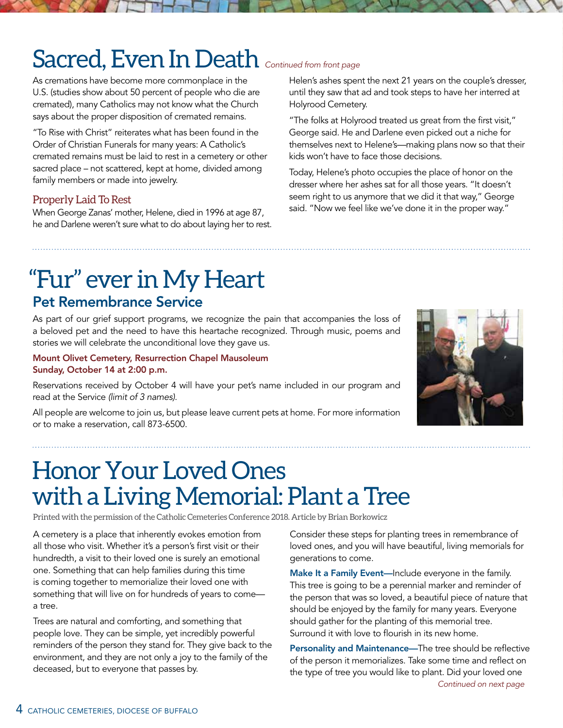# Sacred, Even In Death *Continued from front page*

As cremations have become more commonplace in the U.S. (studies show about 50 percent of people who die are cremated), many Catholics may not know what the Church says about the proper disposition of cremated remains.

"To Rise with Christ" reiterates what has been found in the Order of Christian Funerals for many years: A Catholic's cremated remains must be laid to rest in a cemetery or other sacred place – not scattered, kept at home, divided among family members or made into jewelry.

### Properly Laid To Rest

When George Zanas' mother, Helene, died in 1996 at age 87, he and Darlene weren't sure what to do about laying her to rest. Helen's ashes spent the next 21 years on the couple's dresser, until they saw that ad and took steps to have her interred at Holyrood Cemetery.

"The folks at Holyrood treated us great from the first visit," George said. He and Darlene even picked out a niche for themselves next to Helene's—making plans now so that their kids won't have to face those decisions.

Today, Helene's photo occupies the place of honor on the dresser where her ashes sat for all those years. "It doesn't seem right to us anymore that we did it that way," George said. "Now we feel like we've done it in the proper way."

# "Fur" ever in My Heart

## Pet Remembrance Service

As part of our grief support programs, we recognize the pain that accompanies the loss of a beloved pet and the need to have this heartache recognized. Through music, poems and stories we will celebrate the unconditional love they gave us.

**Mount Olivet Cemetery, Resurrection Chapel Mausoleum**
**Sunday, October 14 at 2:00 p.m.**

Reservations received by October 4 will have your pet's name included in our program and read at the Service *(limit of 3 names)*.

All people are welcome to join us, but please leave current pets at home. For more information or to make a reservation, call 873-6500.

# Honor Your Loved Ones with a Living Memorial: Plant a Tree

Printed with the permission of the Catholic Cemeteries Conference 2018. Article by Brian Borkowicz

A cemetery is a place that inherently evokes emotion from all those who visit. Whether it's a person's first visit or their hundredth, a visit to their loved one is surely an emotional one. Something that can help families during this time is coming together to memorialize their loved one with something that will live on for hundreds of years to come—a tree.

Trees are natural and comforting, and something that people love. They can be simple, yet incredibly powerful reminders of the person they stand for. They give back to the environment, and they are not only a joy to the family of the deceased, but to everyone that passes by.

Consider these steps for planting trees in remembrance of loved ones, and you will have beautiful, living memorials for generations to come.

**Make It a Family Event—**Include everyone in the family. This tree is going to be a perennial marker and reminder of the person that was so loved, a beautiful piece of nature that should be enjoyed by the family for many years. Everyone should gather for the planting of this memorial tree. Surround it with love to flourish in its new home.

**Personality and Maintenance—**The tree should be reflective of the person it memorializes. Take some time and reflect on the type of tree you would like to plant. Did your loved one

*Continued on next page*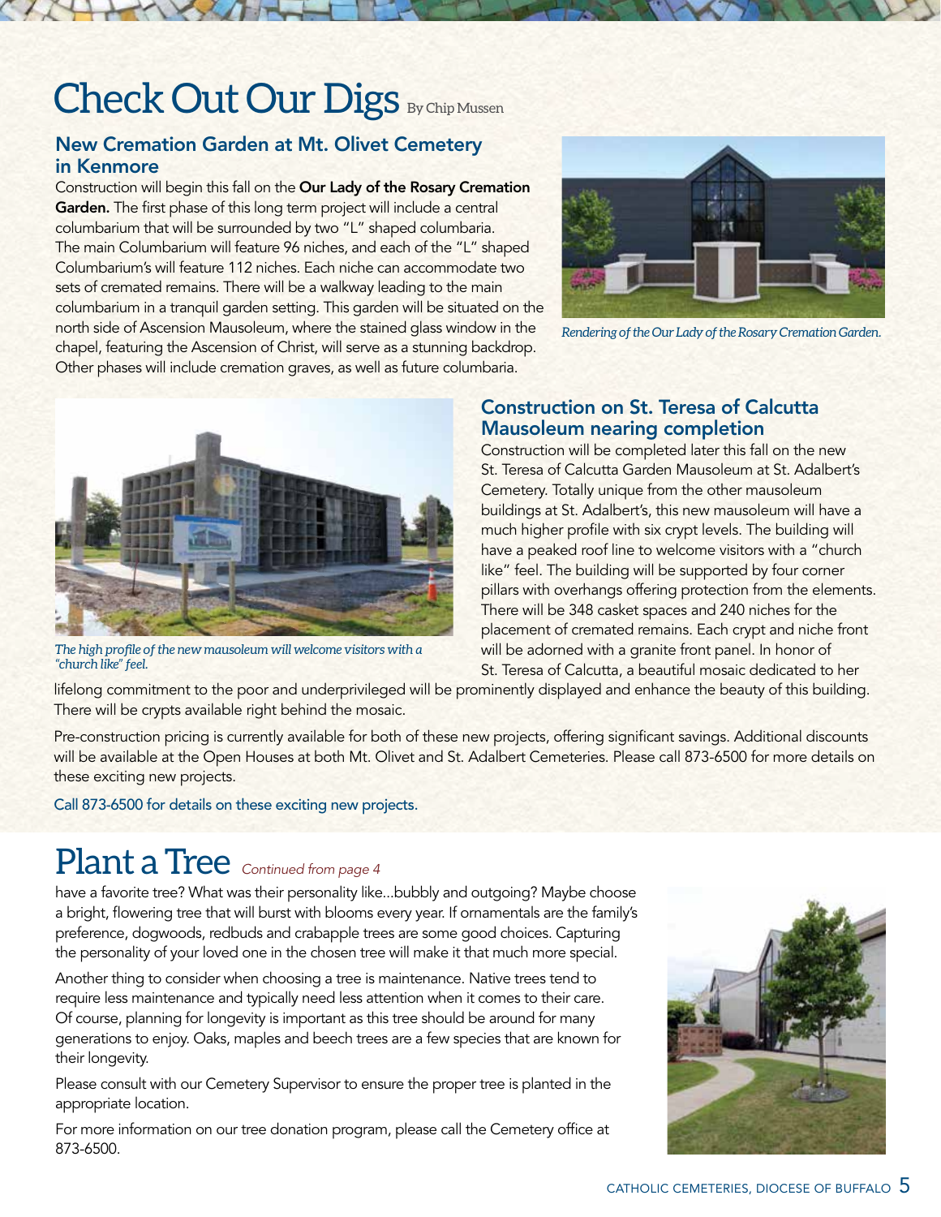# Check Out Our Digs

By Chip Mussen

## New Cremation Garden at Mt. Olivet Cemetery in Kenmore

Construction will begin this fall on the **Our Lady of the Rosary Cremation Garden.** The first phase of this long term project will include a central columbarium that will be surrounded by two "L" shaped columbaria. The main Columbarium will feature 96 niches, and each of the "L" shaped Columbarium's will feature 112 niches. Each niche can accommodate two sets of cremated remains. There will be a walkway leading to the main columbarium in a tranquil garden setting. This garden will be situated on the north side of Ascension Mausoleum, where the stained glass window in the chapel, featuring the Ascension of Christ, will serve as a stunning backdrop. Other phases will include cremation graves, as well as future columbaria.

*Rendering of the Our Lady of the Rosary Cremation Garden.*

## Construction on St. Teresa of Calcutta Mausoleum nearing completion

Construction will be completed later this fall on the new St. Teresa of Calcutta Garden Mausoleum at St. Adalbert's Cemetery. Totally unique from the other mausoleum buildings at St. Adalbert's, this new mausoleum will have a much higher profile with six crypt levels. The building will have a peaked roof line to welcome visitors with a "church like" feel. The building will be supported by four corner pillars with overhangs offering protection from the elements. There will be 348 casket spaces and 240 niches for the placement of cremated remains. Each crypt and niche front will be adorned with a granite front panel. In honor of St. Teresa of Calcutta, a beautiful mosaic dedicated to her lifelong commitment to the poor and underprivileged will be prominently displayed and enhance the beauty of this building. There will be crypts available right behind the mosaic.

*The high profile of the new mausoleum will welcome visitors with a "church like" feel.*

Pre-construction pricing is currently available for both of these new projects, offering significant savings. Additional discounts will be available at the Open Houses at both Mt. Olivet and St. Adalbert Cemeteries. Please call 873-6500 for more details on these exciting new projects.

Call 873-6500 for details on these exciting new projects.

# Plant a Tree

*Continued from page 4*

have a favorite tree? What was their personality like...bubbly and outgoing? Maybe choose a bright, flowering tree that will burst with blooms every year. If ornamentals are the family's preference, dogwoods, redbuds and crabapple trees are some good choices. Capturing the personality of your loved one in the chosen tree will make it that much more special.

Another thing to consider when choosing a tree is maintenance. Native trees tend to require less maintenance and typically need less attention when it comes to their care. Of course, planning for longevity is important as this tree should be around for many generations to enjoy. Oaks, maples and beech trees are a few species that are known for their longevity.

Please consult with our Cemetery Supervisor to ensure the proper tree is planted in the appropriate location.

For more information on our tree donation program, please call the Cemetery office at 873-6500.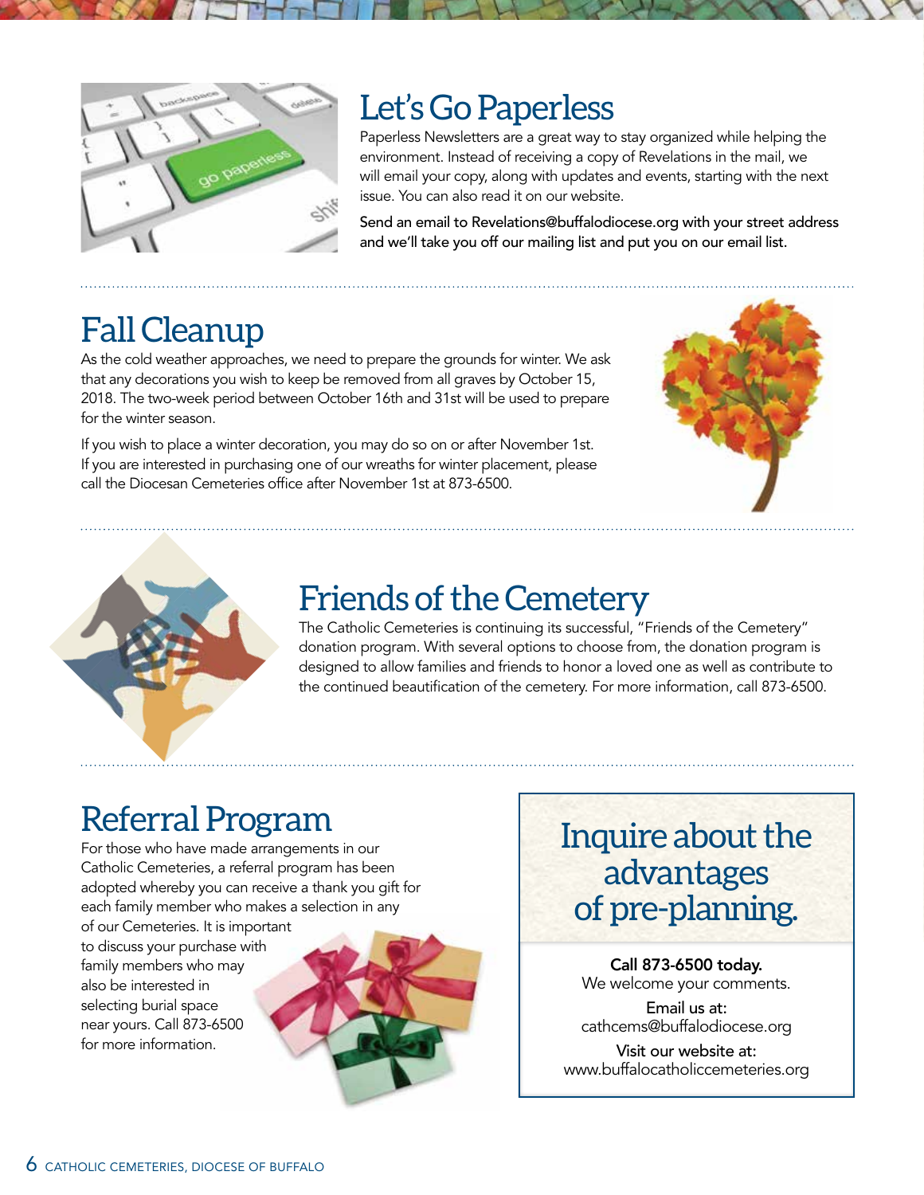## Let's Go Paperless

Paperless Newsletters are a great way to stay organized while helping the environment. Instead of receiving a copy of Revelations in the mail, we will email your copy, along with updates and events, starting with the next issue. You can also read it on our website.

Send an email to Revelations@buffalodiocese.org with your street address and we'll take you off our mailing list and put you on our email list.

## Fall Cleanup

As the cold weather approaches, we need to prepare the grounds for winter. We ask that any decorations you wish to keep be removed from all graves by October 15, 2018. The two-week period between October 16th and 31st will be used to prepare for the winter season.

If you wish to place a winter decoration, you may do so on or after November 1st. If you are interested in purchasing one of our wreaths for winter placement, please call the Diocesan Cemeteries office after November 1st at 873-6500.

## Friends of the Cemetery

The Catholic Cemeteries is continuing its successful, "Friends of the Cemetery" donation program. With several options to choose from, the donation program is designed to allow families and friends to honor a loved one as well as contribute to the continued beautification of the cemetery. For more information, call 873-6500.

## Referral Program

For those who have made arrangements in our Catholic Cemeteries, a referral program has been adopted whereby you can receive a thank you gift for each family member who makes a selection in any of our Cemeteries. It is important to discuss your purchase with family members who may also be interested in selecting burial space near yours. Call 873-6500 for more information.

## Inquire about the advantages of pre-planning.

**Call 873-6500 today.**
We welcome your comments.

Email us at:
cathcems@buffalodiocese.org

Visit our website at:
www.buffalocatholiccemeteries.org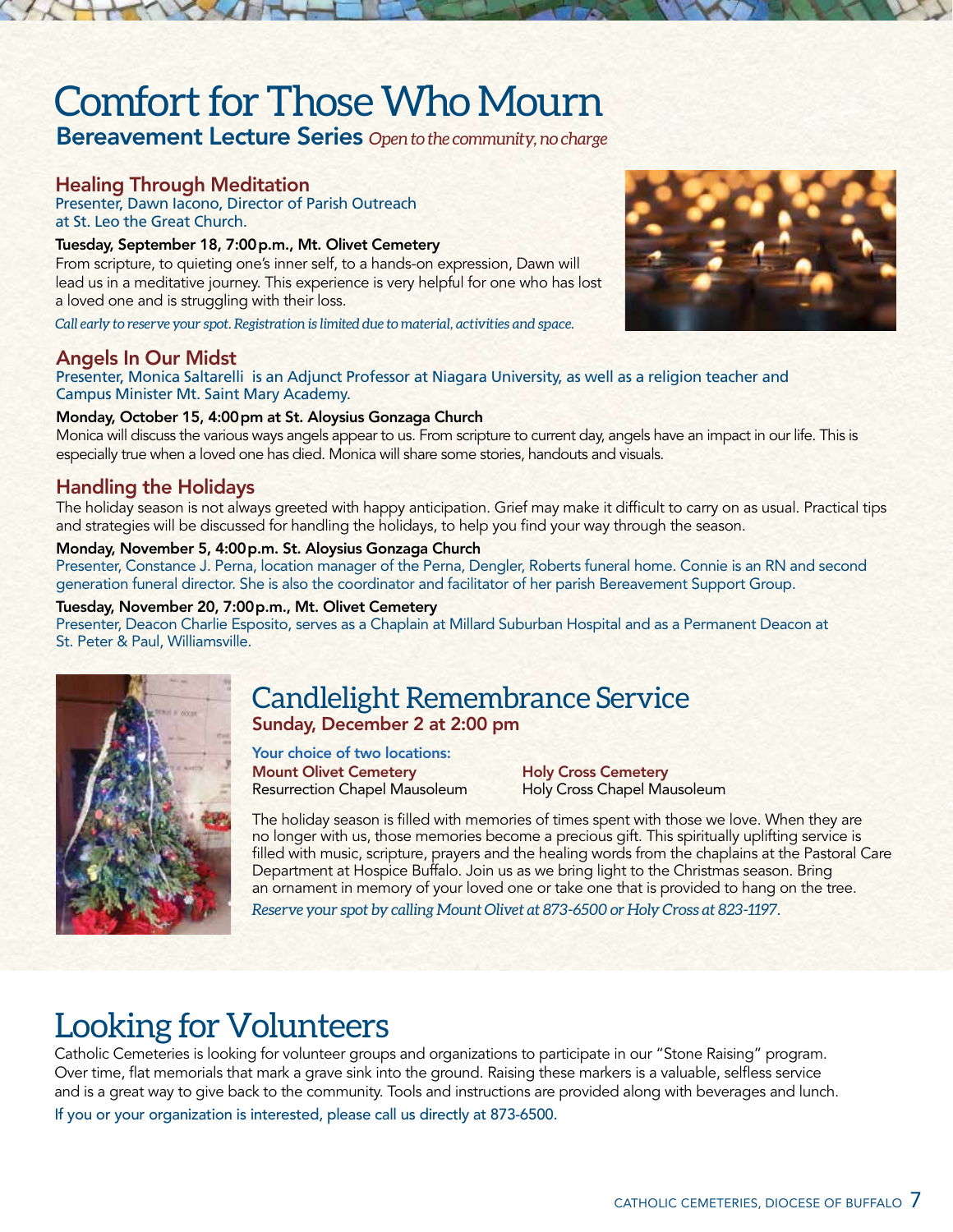# Comfort for Those Who Mourn

## Bereavement Lecture Series *Open to the community, no charge*

### Healing Through Meditation

Presenter, Dawn Iacono, Director of Parish Outreach at St. Leo the Great Church.

**Tuesday, September 18, 7:00 p.m., Mt. Olivet Cemetery**

From scripture, to quieting one's inner self, to a hands-on expression, Dawn will lead us in a meditative journey. This experience is very helpful for one who has lost a loved one and is struggling with their loss.

*Call early to reserve your spot. Registration is limited due to material, activities and space.*

### Angels In Our Midst

Presenter, Monica Saltarelli is an Adjunct Professor at Niagara University, as well as a religion teacher and Campus Minister Mt. Saint Mary Academy.

**Monday, October 15, 4:00 pm at St. Aloysius Gonzaga Church**

Monica will discuss the various ways angels appear to us. From scripture to current day, angels have an impact in our life. This is especially true when a loved one has died. Monica will share some stories, handouts and visuals.

### Handling the Holidays

The holiday season is not always greeted with happy anticipation. Grief may make it difficult to carry on as usual. Practical tips and strategies will be discussed for handling the holidays, to help you find your way through the season.

**Monday, November 5, 4:00 p.m. St. Aloysius Gonzaga Church**

Presenter, Constance J. Perna, location manager of the Perna, Dengler, Roberts funeral home. Connie is an RN and second generation funeral director. She is also the coordinator and facilitator of her parish Bereavement Support Group.

**Tuesday, November 20, 7:00 p.m., Mt. Olivet Cemetery**

Presenter, Deacon Charlie Esposito, serves as a Chaplain at Millard Suburban Hospital and as a Permanent Deacon at St. Peter & Paul, Williamsville.

## Candlelight Remembrance Service

**Sunday, December 2 at 2:00 pm**

Your choice of two locations:

**Mount Olivet Cemetery**
Resurrection Chapel Mausoleum

**Holy Cross Cemetery**
Holy Cross Chapel Mausoleum

The holiday season is filled with memories of times spent with those we love. When they are no longer with us, those memories become a precious gift. This spiritually uplifting service is filled with music, scripture, prayers and the healing words from the chaplains at the Pastoral Care Department at Hospice Buffalo. Join us as we bring light to the Christmas season. Bring an ornament in memory of your loved one or take one that is provided to hang on the tree.

*Reserve your spot by calling Mount Olivet at 873-6500 or Holy Cross at 823-1197.*

# Looking for Volunteers

Catholic Cemeteries is looking for volunteer groups and organizations to participate in our "Stone Raising" program. Over time, flat memorials that mark a grave sink into the ground. Raising these markers is a valuable, selfless service and is a great way to give back to the community. Tools and instructions are provided along with beverages and lunch.

If you or your organization is interested, please call us directly at 873-6500.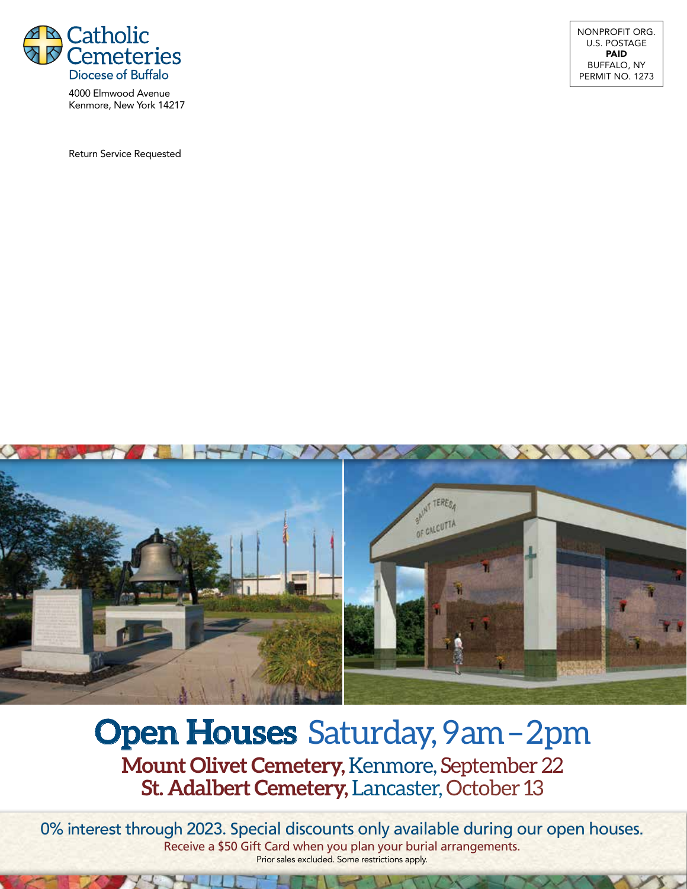Catholic Cemeteries
Diocese of Buffalo

4000 Elmwood Avenue
Kenmore, New York 14217

Return Service Requested

NONPROFIT ORG.
U.S. POSTAGE
**PAID**
BUFFALO, NY
PERMIT NO. 1273

# Open Houses Saturday, 9am – 2pm

**Mount Olivet Cemetery,** Kenmore, September 22
**St. Adalbert Cemetery,** Lancaster, October 13

0% interest through 2023. Special discounts only available during our open houses.

Receive a $50 Gift Card when you plan your burial arrangements.

Prior sales excluded. Some restrictions apply.